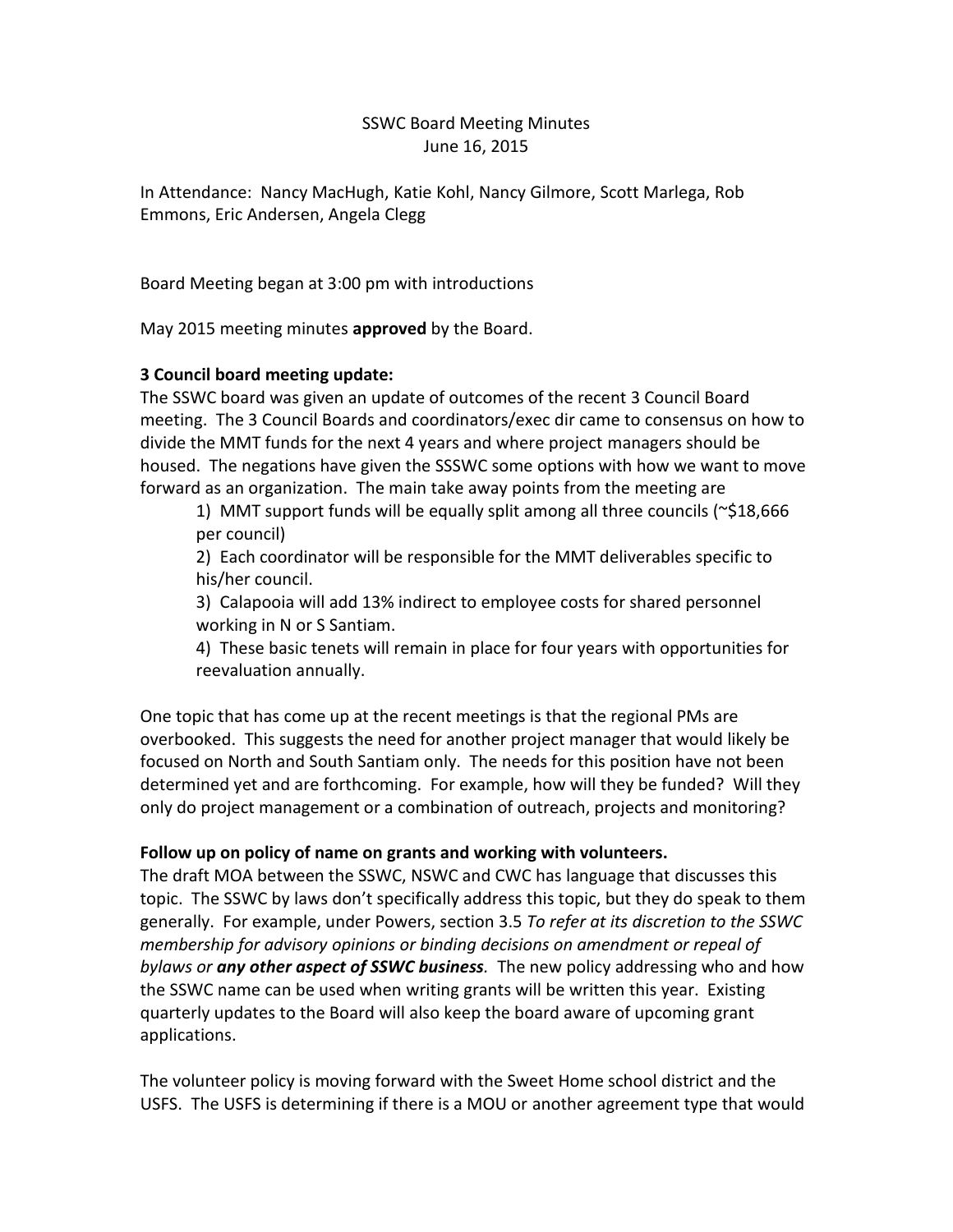# SSWC Board Meeting Minutes
June 16, 2015

In Attendance: Nancy MacHugh, Katie Kohl, Nancy Gilmore, Scott Marlega, Rob Emmons, Eric Andersen, Angela Clegg

Board Meeting began at 3:00 pm with introductions

May 2015 meeting minutes **approved** by the Board.

**3 Council board meeting update:**

The SSWC board was given an update of outcomes of the recent 3 Council Board meeting. The 3 Council Boards and coordinators/exec dir came to consensus on how to divide the MMT funds for the next 4 years and where project managers should be housed. The negations have given the SSSWC some options with how we want to move forward as an organization. The main take away points from the meeting are

1) MMT support funds will be equally split among all three councils (~$18,666 per council)
2) Each coordinator will be responsible for the MMT deliverables specific to his/her council.
3) Calapooia will add 13% indirect to employee costs for shared personnel working in N or S Santiam.
4) These basic tenets will remain in place for four years with opportunities for reevaluation annually.

One topic that has come up at the recent meetings is that the regional PMs are overbooked. This suggests the need for another project manager that would likely be focused on North and South Santiam only. The needs for this position have not been determined yet and are forthcoming. For example, how will they be funded? Will they only do project management or a combination of outreach, projects and monitoring?

**Follow up on policy of name on grants and working with volunteers.**

The draft MOA between the SSWC, NSWC and CWC has language that discusses this topic. The SSWC by laws don't specifically address this topic, but they do speak to them generally. For example, under Powers, section 3.5 *To refer at its discretion to the SSWC membership for advisory opinions or binding decisions on amendment or repeal of bylaws or* ***any other aspect of SSWC business****.* The new policy addressing who and how the SSWC name can be used when writing grants will be written this year. Existing quarterly updates to the Board will also keep the board aware of upcoming grant applications.

The volunteer policy is moving forward with the Sweet Home school district and the USFS. The USFS is determining if there is a MOU or another agreement type that would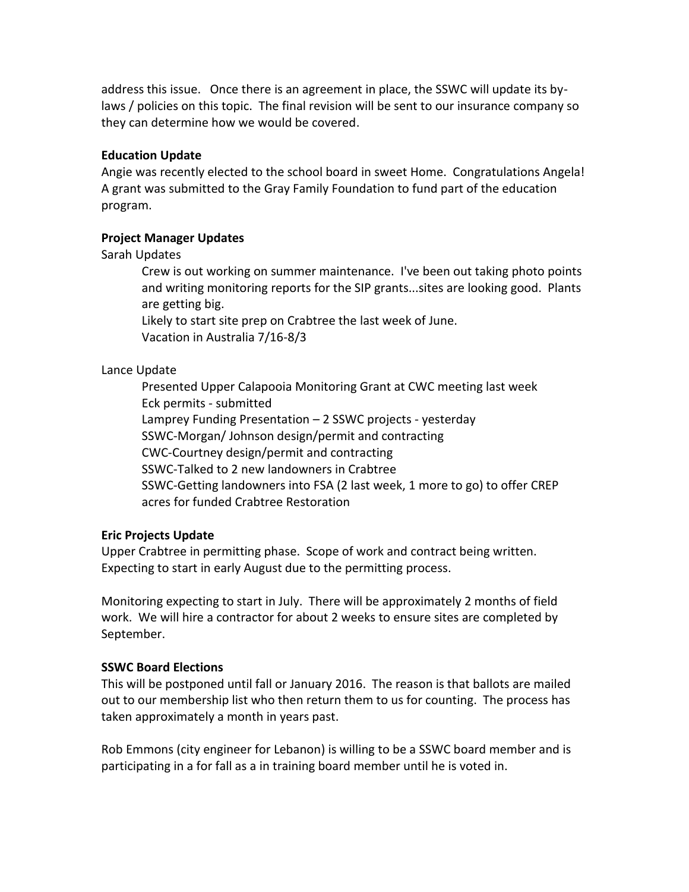address this issue. Once there is an agreement in place, the SSWC will update its by-laws / policies on this topic. The final revision will be sent to our insurance company so they can determine how we would be covered.

**Education Update**

Angie was recently elected to the school board in sweet Home. Congratulations Angela! A grant was submitted to the Gray Family Foundation to fund part of the education program.

**Project Manager Updates**

Sarah Updates

> Crew is out working on summer maintenance. I've been out taking photo points and writing monitoring reports for the SIP grants...sites are looking good. Plants are getting big.
>
> Likely to start site prep on Crabtree the last week of June.
>
> Vacation in Australia 7/16-8/3

Lance Update

> Presented Upper Calapooia Monitoring Grant at CWC meeting last week
>
> Eck permits - submitted
>
> Lamprey Funding Presentation – 2 SSWC projects - yesterday
>
> SSWC-Morgan/ Johnson design/permit and contracting
>
> CWC-Courtney design/permit and contracting
>
> SSWC-Talked to 2 new landowners in Crabtree
>
> SSWC-Getting landowners into FSA (2 last week, 1 more to go) to offer CREP acres for funded Crabtree Restoration

**Eric Projects Update**

Upper Crabtree in permitting phase. Scope of work and contract being written. Expecting to start in early August due to the permitting process.

Monitoring expecting to start in July. There will be approximately 2 months of field work. We will hire a contractor for about 2 weeks to ensure sites are completed by September.

**SSWC Board Elections**

This will be postponed until fall or January 2016. The reason is that ballots are mailed out to our membership list who then return them to us for counting. The process has taken approximately a month in years past.

Rob Emmons (city engineer for Lebanon) is willing to be a SSWC board member and is participating in a for fall as a in training board member until he is voted in.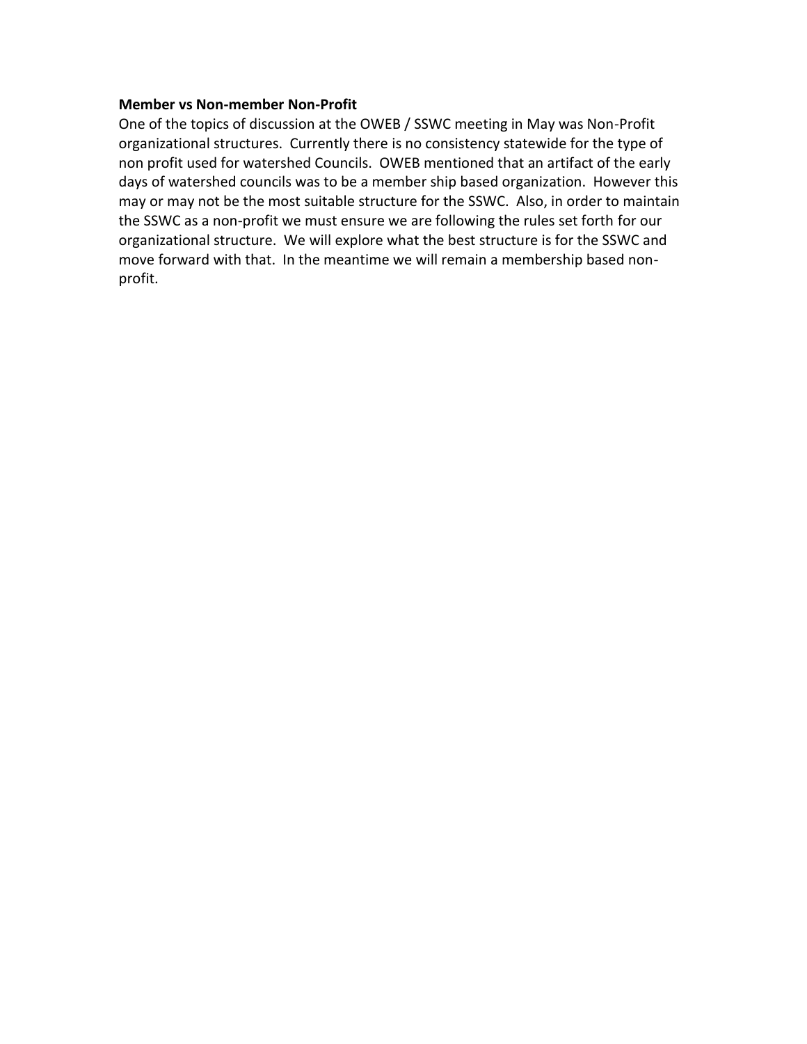**Member vs Non-member Non-Profit**

One of the topics of discussion at the OWEB / SSWC meeting in May was Non-Profit organizational structures. Currently there is no consistency statewide for the type of non profit used for watershed Councils. OWEB mentioned that an artifact of the early days of watershed councils was to be a member ship based organization. However this may or may not be the most suitable structure for the SSWC. Also, in order to maintain the SSWC as a non-profit we must ensure we are following the rules set forth for our organizational structure. We will explore what the best structure is for the SSWC and move forward with that. In the meantime we will remain a membership based non-profit.